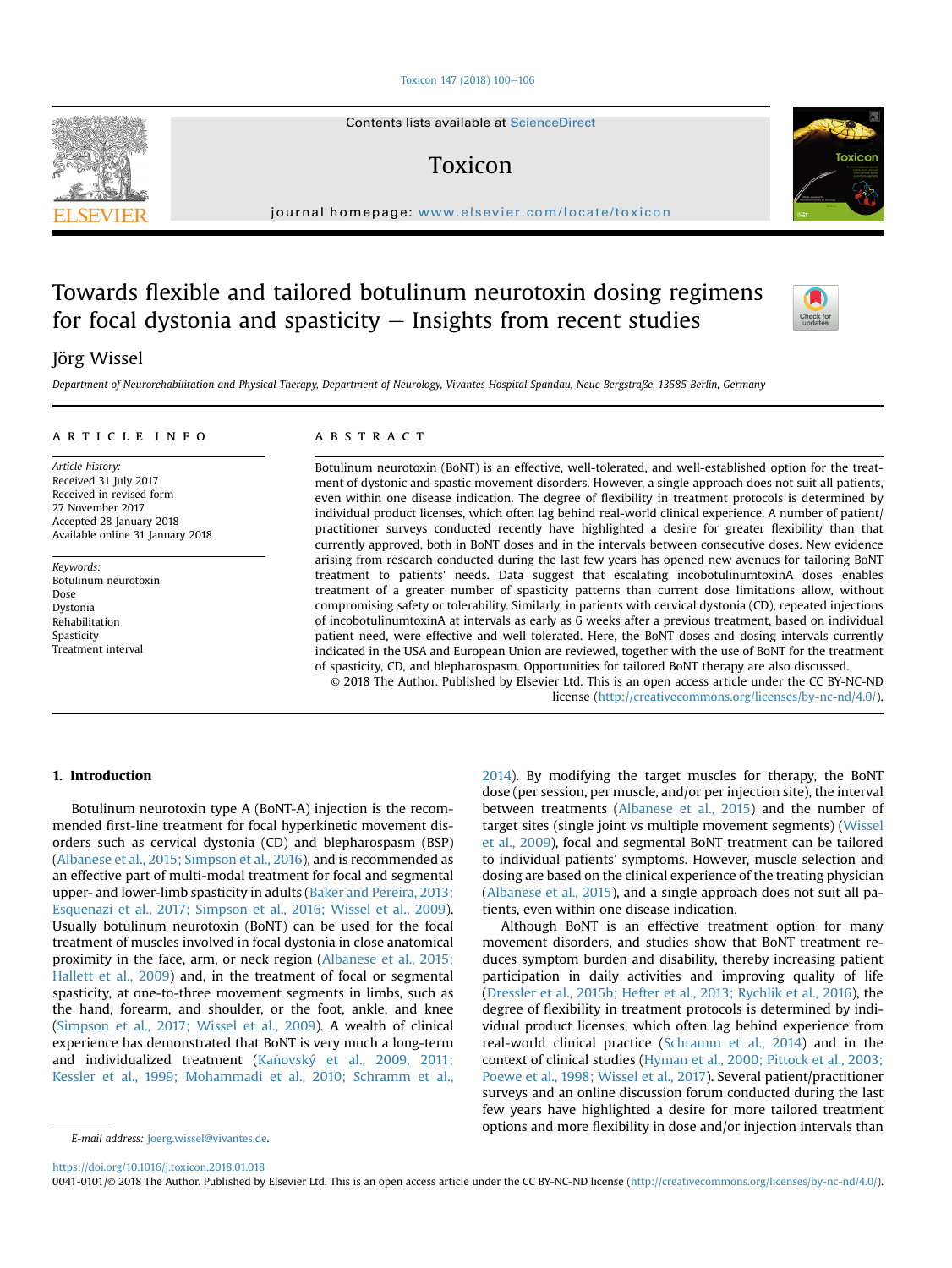# Towards flexible and tailored botulinum neurotoxin dosing regimens for focal dystonia and spasticity — Insights from recent studies

Jörg Wissel

*Department of Neurorehabilitation and Physical Therapy, Department of Neurology, Vivantes Hospital Spandau, Neue Bergstraße, 13585 Berlin, Germany*

## ARTICLE INFO

*Article history:*
Received 31 July 2017
Received in revised form
27 November 2017
Accepted 28 January 2018
Available online 31 January 2018

*Keywords:*
Botulinum neurotoxin
Dose
Dystonia
Rehabilitation
Spasticity
Treatment interval

## ABSTRACT

Botulinum neurotoxin (BoNT) is an effective, well-tolerated, and well-established option for the treatment of dystonic and spastic movement disorders. However, a single approach does not suit all patients, even within one disease indication. The degree of flexibility in treatment protocols is determined by individual product licenses, which often lag behind real-world clinical experience. A number of patient/practitioner surveys conducted recently have highlighted a desire for greater flexibility than that currently approved, both in BoNT doses and in the intervals between consecutive doses. New evidence arising from research conducted during the last few years has opened new avenues for tailoring BoNT treatment to patients' needs. Data suggest that escalating incobotulinumtoxinA doses enables treatment of a greater number of spasticity patterns than current dose limitations allow, without compromising safety or tolerability. Similarly, in patients with cervical dystonia (CD), repeated injections of incobotulinumtoxinA at intervals as early as 6 weeks after a previous treatment, based on individual patient need, were effective and well tolerated. Here, the BoNT doses and dosing intervals currently indicated in the USA and European Union are reviewed, together with the use of BoNT for the treatment of spasticity, CD, and blepharospasm. Opportunities for tailored BoNT therapy are also discussed.

© 2018 The Author. Published by Elsevier Ltd. This is an open access article under the CC BY-NC-ND license (http://creativecommons.org/licenses/by-nc-nd/4.0/).

## 1. Introduction

Botulinum neurotoxin type A (BoNT-A) injection is the recommended first-line treatment for focal hyperkinetic movement disorders such as cervical dystonia (CD) and blepharospasm (BSP) (Albanese et al., 2015; Simpson et al., 2016), and is recommended as an effective part of multi-modal treatment for focal and segmental upper- and lower-limb spasticity in adults (Baker and Pereira, 2013; Esquenazi et al., 2017; Simpson et al., 2016; Wissel et al., 2009). Usually botulinum neurotoxin (BoNT) can be used for the focal treatment of muscles involved in focal dystonia in close anatomical proximity in the face, arm, or neck region (Albanese et al., 2015; Hallett et al., 2009) and, in the treatment of focal or segmental spasticity, at one-to-three movement segments in limbs, such as the hand, forearm, and shoulder, or the foot, ankle, and knee (Simpson et al., 2017; Wissel et al., 2009). A wealth of clinical experience has demonstrated that BoNT is very much a long-term and individualized treatment (Kaňovský et al., 2009, 2011; Kessler et al., 1999; Mohammadi et al., 2010; Schramm et al., 2014). By modifying the target muscles for therapy, the BoNT dose (per session, per muscle, and/or per injection site), the interval between treatments (Albanese et al., 2015) and the number of target sites (single joint vs multiple movement segments) (Wissel et al., 2009), focal and segmental BoNT treatment can be tailored to individual patients' symptoms. However, muscle selection and dosing are based on the clinical experience of the treating physician (Albanese et al., 2015), and a single approach does not suit all patients, even within one disease indication.

Although BoNT is an effective treatment option for many movement disorders, and studies show that BoNT treatment reduces symptom burden and disability, thereby increasing patient participation in daily activities and improving quality of life (Dressler et al., 2015b; Hefter et al., 2013; Rychlik et al., 2016), the degree of flexibility in treatment protocols is determined by individual product licenses, which often lag behind experience from real-world clinical practice (Schramm et al., 2014) and in the context of clinical studies (Hyman et al., 2000; Pittock et al., 2003; Poewe et al., 1998; Wissel et al., 2017). Several patient/practitioner surveys and an online discussion forum conducted during the last few years have highlighted a desire for more tailored treatment options and more flexibility in dose and/or injection intervals than

E-mail address: Joerg.wissel@vivantes.de.

https://doi.org/10.1016/j.toxicon.2018.01.018
0041-0101/© 2018 The Author. Published by Elsevier Ltd. This is an open access article under the CC BY-NC-ND license (http://creativecommons.org/licenses/by-nc-nd/4.0/).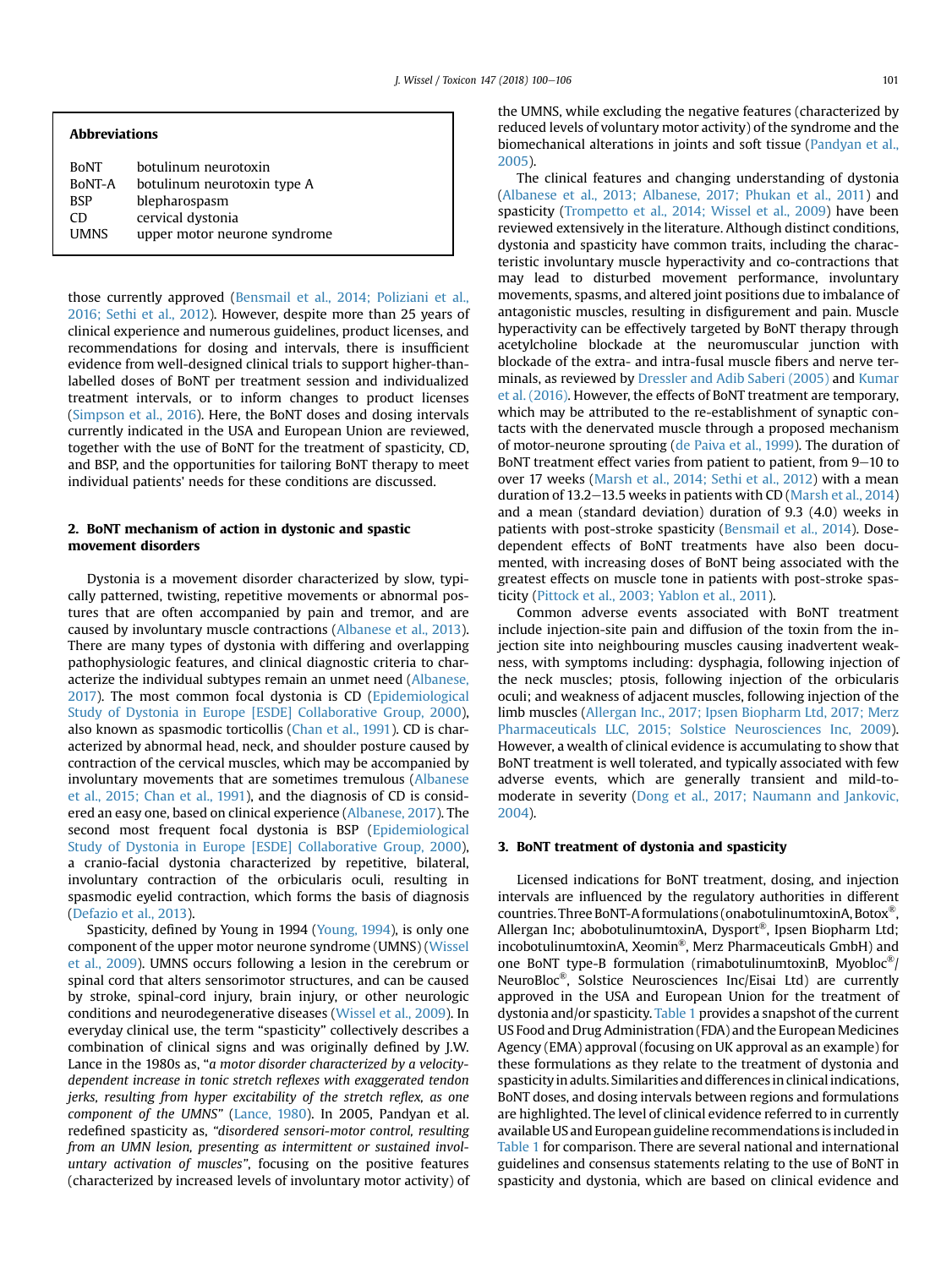**Abbreviations**

| | |
|---|---|
| BoNT | botulinum neurotoxin |
| BoNT-A | botulinum neurotoxin type A |
| BSP | blepharospasm |
| CD | cervical dystonia |
| UMNS | upper motor neurone syndrome |

those currently approved (Bensmail et al., 2014; Poliziani et al., 2016; Sethi et al., 2012). However, despite more than 25 years of clinical experience and numerous guidelines, product licenses, and recommendations for dosing and intervals, there is insufficient evidence from well-designed clinical trials to support higher-than-labelled doses of BoNT per treatment session and individualized treatment intervals, or to inform changes to product licenses (Simpson et al., 2016). Here, the BoNT doses and dosing intervals currently indicated in the USA and European Union are reviewed, together with the use of BoNT for the treatment of spasticity, CD, and BSP, and the opportunities for tailoring BoNT therapy to meet individual patients' needs for these conditions are discussed.

## 2. BoNT mechanism of action in dystonic and spastic movement disorders

Dystonia is a movement disorder characterized by slow, typically patterned, twisting, repetitive movements or abnormal postures that are often accompanied by pain and tremor, and are caused by involuntary muscle contractions (Albanese et al., 2013). There are many types of dystonia with differing and overlapping pathophysiologic features, and clinical diagnostic criteria to characterize the individual subtypes remain an unmet need (Albanese, 2017). The most common focal dystonia is CD (Epidemiological Study of Dystonia in Europe [ESDE] Collaborative Group, 2000), also known as spasmodic torticollis (Chan et al., 1991). CD is characterized by abnormal head, neck, and shoulder posture caused by contraction of the cervical muscles, which may be accompanied by involuntary movements that are sometimes tremulous (Albanese et al., 2015; Chan et al., 1991), and the diagnosis of CD is considered an easy one, based on clinical experience (Albanese, 2017). The second most frequent focal dystonia is BSP (Epidemiological Study of Dystonia in Europe [ESDE] Collaborative Group, 2000), a cranio-facial dystonia characterized by repetitive, bilateral, involuntary contraction of the orbicularis oculi, resulting in spasmodic eyelid contraction, which forms the basis of diagnosis (Defazio et al., 2013).

Spasticity, defined by Young in 1994 (Young, 1994), is only one component of the upper motor neurone syndrome (UMNS) (Wissel et al., 2009). UMNS occurs following a lesion in the cerebrum or spinal cord that alters sensorimotor structures, and can be caused by stroke, spinal-cord injury, brain injury, or other neurologic conditions and neurodegenerative diseases (Wissel et al., 2009). In everyday clinical use, the term "spasticity" collectively describes a combination of clinical signs and was originally defined by J.W. Lance in the 1980s as, "*a motor disorder characterized by a velocity-dependent increase in tonic stretch reflexes with exaggerated tendon jerks, resulting from hyper excitability of the stretch reflex, as one component of the UMNS*" (Lance, 1980). In 2005, Pandyan et al. redefined spasticity as, "*disordered sensori-motor control, resulting from an UMN lesion, presenting as intermittent or sustained involuntary activation of muscles*", focusing on the positive features (characterized by increased levels of involuntary motor activity) of the UMNS, while excluding the negative features (characterized by reduced levels of voluntary motor activity) of the syndrome and the biomechanical alterations in joints and soft tissue (Pandyan et al., 2005).

The clinical features and changing understanding of dystonia (Albanese et al., 2013; Albanese, 2017; Phukan et al., 2011) and spasticity (Trompetto et al., 2014; Wissel et al., 2009) have been reviewed extensively in the literature. Although distinct conditions, dystonia and spasticity have common traits, including the characteristic involuntary muscle hyperactivity and co-contractions that may lead to disturbed movement performance, involuntary movements, spasms, and altered joint positions due to imbalance of antagonistic muscles, resulting in disfigurement and pain. Muscle hyperactivity can be effectively targeted by BoNT therapy through acetylcholine blockade at the neuromuscular junction with blockade of the extra- and intra-fusal muscle fibers and nerve terminals, as reviewed by Dressler and Adib Saberi (2005) and Kumar et al. (2016). However, the effects of BoNT treatment are temporary, which may be attributed to the re-establishment of synaptic contacts with the denervated muscle through a proposed mechanism of motor-neurone sprouting (de Paiva et al., 1999). The duration of BoNT treatment effect varies from patient to patient, from 9–10 to over 17 weeks (Marsh et al., 2014; Sethi et al., 2012) with a mean duration of 13.2–13.5 weeks in patients with CD (Marsh et al., 2014) and a mean (standard deviation) duration of 9.3 (4.0) weeks in patients with post-stroke spasticity (Bensmail et al., 2014). Dose-dependent effects of BoNT treatments have also been documented, with increasing doses of BoNT being associated with the greatest effects on muscle tone in patients with post-stroke spasticity (Pittock et al., 2003; Yablon et al., 2011).

Common adverse events associated with BoNT treatment include injection-site pain and diffusion of the toxin from the injection site into neighbouring muscles causing inadvertent weakness, with symptoms including: dysphagia, following injection of the neck muscles; ptosis, following injection of the orbicularis oculi; and weakness of adjacent muscles, following injection of the limb muscles (Allergan Inc., 2017; Ipsen Biopharm Ltd, 2017; Merz Pharmaceuticals LLC, 2015; Solstice Neurosciences Inc, 2009). However, a wealth of clinical evidence is accumulating to show that BoNT treatment is well tolerated, and typically associated with few adverse events, which are generally transient and mild-to-moderate in severity (Dong et al., 2017; Naumann and Jankovic, 2004).

## 3. BoNT treatment of dystonia and spasticity

Licensed indications for BoNT treatment, dosing, and injection intervals are influenced by the regulatory authorities in different countries. Three BoNT-A formulations (onabotulinumtoxinA, Botox®, Allergan Inc; abobotulinumtoxinA, Dysport®, Ipsen Biopharm Ltd; incobotulinumtoxinA, Xeomin®, Merz Pharmaceuticals GmbH) and one BoNT type-B formulation (rimabotulinumtoxinB, Myobloc®/NeuroBloc®, Solstice Neurosciences Inc/Eisai Ltd) are currently approved in the USA and European Union for the treatment of dystonia and/or spasticity. Table 1 provides a snapshot of the current US Food and Drug Administration (FDA) and the European Medicines Agency (EMA) approval (focusing on UK approval as an example) for these formulations as they relate to the treatment of dystonia and spasticity in adults. Similarities and differences in clinical indications, BoNT doses, and dosing intervals between regions and formulations are highlighted. The level of clinical evidence referred to in currently available US and European guideline recommendations is included in Table 1 for comparison. There are several national and international guidelines and consensus statements relating to the use of BoNT in spasticity and dystonia, which are based on clinical evidence and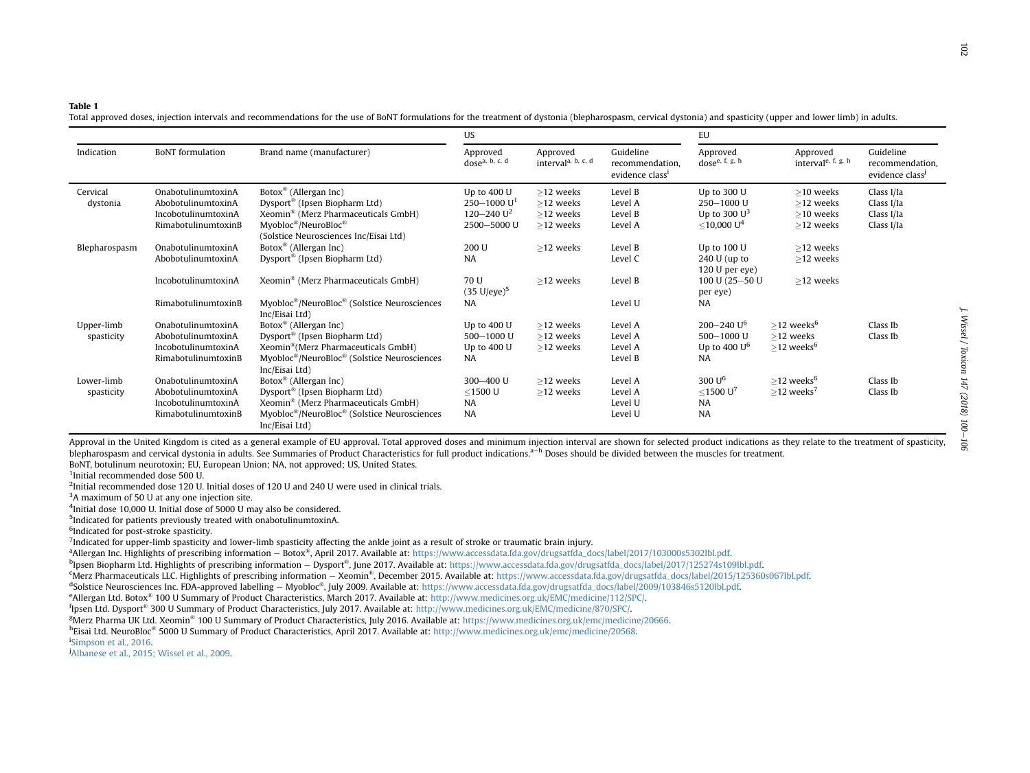**Table 1**
Total approved doses, injection intervals and recommendations for the use of BoNT formulations for the treatment of dystonia (blepharospasm, cervical dystonia) and spasticity (upper and lower limb) in adults.

| Indication | BoNT formulation | Brand name (manufacturer) | US | | | EU | | |
|---|---|---|---|---|---|---|---|---|
| | | | Approved dose[a, b, c, d] | Approved interval[a, b, c, d] | Guideline recommendation, evidence class[i] | Approved dose[e, f, g, h] | Approved interval[e, f, g, h] | Guideline recommendation, evidence class[j] |
| Cervical dystonia | OnabotulinumtoxinA | Botox® (Allergan Inc) | Up to 400 U | ≥12 weeks | Level B | Up to 300 U | ≥10 weeks | Class I/Ia |
| | AbobotulinumtoxinA | Dysport® (Ipsen Biopharm Ltd) | 250–1000 U[1] | ≥12 weeks | Level A | 250–1000 U | ≥12 weeks | Class I/Ia |
| | IncobotulinumtoxinA | Xeomin® (Merz Pharmaceuticals GmbH) | 120–240 U[2] | ≥12 weeks | Level B | Up to 300 U[3] | ≥10 weeks | Class I/Ia |
| | RimabotulinumtoxinB | Myobloc®/NeuroBloc® (Solstice Neurosciences Inc/Eisai Ltd) | 2500–5000 U | ≥12 weeks | Level A | ≤10,000 U[4] | ≥12 weeks | Class I/Ia |
| Blepharospasm | OnabotulinumtoxinA | Botox® (Allergan Inc) | 200 U | ≥12 weeks | Level B | Up to 100 U | ≥12 weeks | |
| | AbobotulinumtoxinA | Dysport® (Ipsen Biopharm Ltd) | NA | | Level C | 240 U (up to 120 U per eye) | ≥12 weeks | |
| | IncobotulinumtoxinA | Xeomin® (Merz Pharmaceuticals GmbH) | 70 U (35 U/eye)[5] | ≥12 weeks | Level B | 100 U (25–50 U per eye) | ≥12 weeks | |
| | RimabotulinumtoxinB | Myobloc®/NeuroBloc® (Solstice Neurosciences Inc/Eisai Ltd) | NA | | Level U | NA | | |
| Upper-limb spasticity | OnabotulinumtoxinA | Botox® (Allergan Inc) | Up to 400 U | ≥12 weeks | Level A | 200–240 U[6] | ≥12 weeks[6] | Class Ib |
| | AbobotulinumtoxinA | Dysport® (Ipsen Biopharm Ltd) | 500–1000 U | ≥12 weeks | Level A | 500–1000 U | ≥12 weeks | Class Ib |
| | IncobotulinumtoxinA | Xeomin® (Merz Pharmaceuticals GmbH) | Up to 400 U | ≥12 weeks | Level A | Up to 400 U[6] | ≥12 weeks[6] | |
| | RimabotulinumtoxinB | Myobloc®/NeuroBloc® (Solstice Neurosciences Inc/Eisai Ltd) | NA | | Level B | NA | | |
| Lower-limb spasticity | OnabotulinumtoxinA | Botox® (Allergan Inc) | 300–400 U | ≥12 weeks | Level A | 300 U[6] | ≥12 weeks[6] | Class Ib |
| | AbobotulinumtoxinA | Dysport® (Ipsen Biopharm Ltd) | ≤1500 U | ≥12 weeks | Level A | ≤1500 U[7] | ≥12 weeks[7] | Class Ib |
| | IncobotulinumtoxinA | Xeomin® (Merz Pharmaceuticals GmbH) | NA | | Level U | NA | | |
| | RimabotulinumtoxinB | Myobloc®/NeuroBloc® (Solstice Neurosciences Inc/Eisai Ltd) | NA | | Level U | NA | | |

Approval in the United Kingdom is cited as a general example of EU approval. Total approved doses and minimum injection interval are shown for selected product indications as they relate to the treatment of spasticity, blepharospasm and cervical dystonia in adults. See Summaries of Product Characteristics for full product indications.[a–h] Doses should be divided between the muscles for treatment.

BoNT, botulinum neurotoxin; EU, European Union; NA, not approved; US, United States.

[1]Initial recommended dose 500 U.

[2]Initial recommended dose 120 U. Initial doses of 120 U and 240 U were used in clinical trials.

[3]A maximum of 50 U at any one injection site.

[4]Initial dose 10,000 U. Initial dose of 5000 U may also be considered.

[5]Indicated for patients previously treated with onabotulinumtoxinA.

[6]Indicated for post-stroke spasticity.

[7]Indicated for upper-limb spasticity and lower-limb spasticity affecting the ankle joint as a result of stroke or traumatic brain injury.

[a]Allergan Inc. Highlights of prescribing information – Botox®, April 2017. Available at: https://www.accessdata.fda.gov/drugsatfda_docs/label/2017/103000s5302lbl.pdf.

[b]Ipsen Biopharm Ltd. Highlights of prescribing information – Dysport®, June 2017. Available at: https://www.accessdata.fda.gov/drugsatfda_docs/label/2017/125274s109lbl.pdf.

[c]Merz Pharmaceuticals LLC. Highlights of prescribing information – Xeomin®, December 2015. Available at: https://www.accessdata.fda.gov/drugsatfda_docs/label/2015/125360s067lbl.pdf.

[d]Solstice Neurosciences Inc. FDA-approved labelling – Myobloc®, July 2009. Available at: https://www.accessdata.fda.gov/drugsatfda_docs/label/2009/103846s5120lbl.pdf.

[e]Allergan Ltd. Botox® 100 U Summary of Product Characteristics, March 2017. Available at: http://www.medicines.org.uk/EMC/medicine/112/SPC/.

[f]Ipsen Ltd. Dysport® 300 U Summary of Product Characteristics, July 2017. Available at: http://www.medicines.org.uk/EMC/medicine/870/SPC/.

[g]Merz Pharma UK Ltd. Xeomin® 100 U Summary of Product Characteristics, July 2016. Available at: https://www.medicines.org.uk/emc/medicine/20666.

[h]Eisai Ltd. NeuroBloc® 5000 U Summary of Product Characteristics, April 2017. Available at: http://www.medicines.org.uk/emc/medicine/20568.

[i]Simpson et al., 2016.

[j]Albanese et al., 2015; Wissel et al., 2009.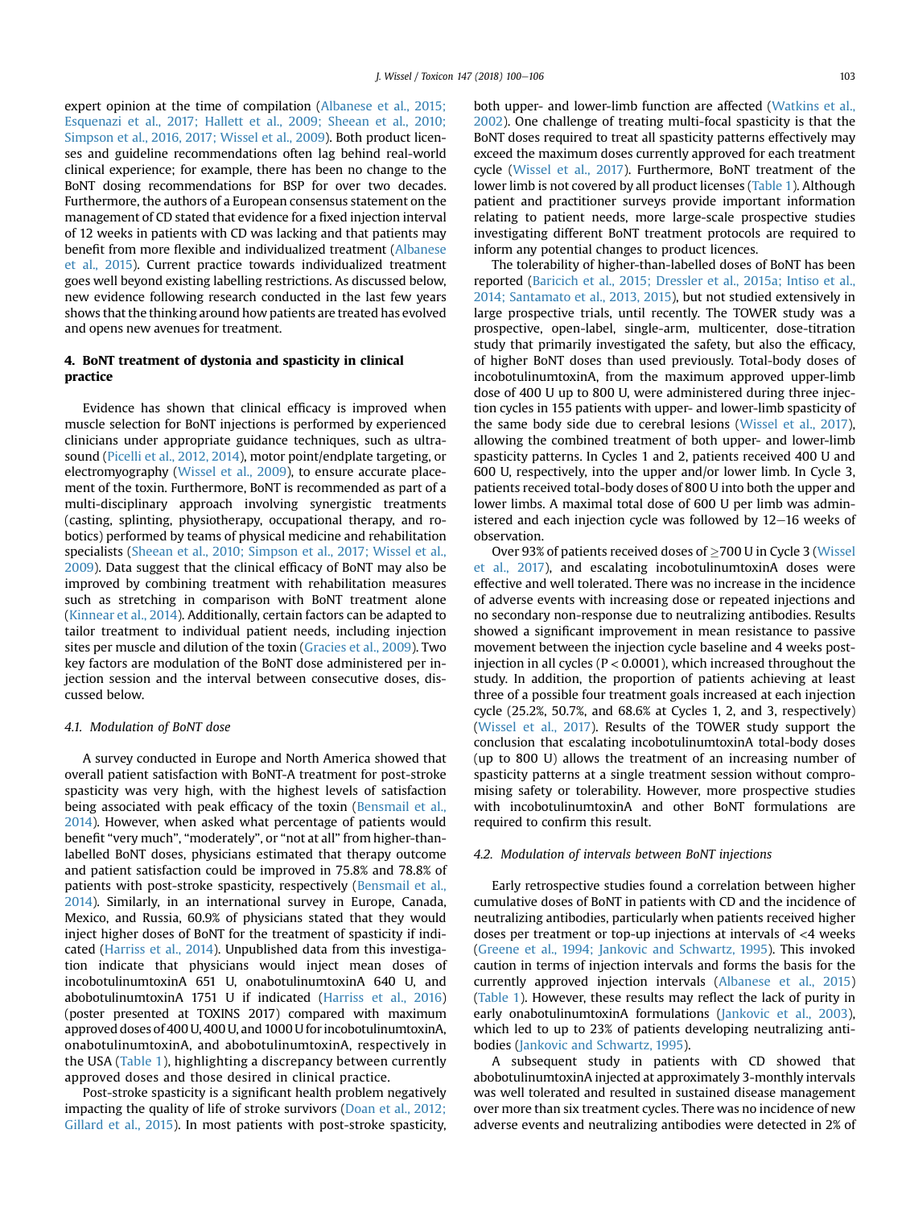expert opinion at the time of compilation (Albanese et al., 2015; Esquenazi et al., 2017; Hallett et al., 2009; Sheean et al., 2010; Simpson et al., 2016, 2017; Wissel et al., 2009). Both product licenses and guideline recommendations often lag behind real-world clinical experience; for example, there has been no change to the BoNT dosing recommendations for BSP for over two decades. Furthermore, the authors of a European consensus statement on the management of CD stated that evidence for a fixed injection interval of 12 weeks in patients with CD was lacking and that patients may benefit from more flexible and individualized treatment (Albanese et al., 2015). Current practice towards individualized treatment goes well beyond existing labelling restrictions. As discussed below, new evidence following research conducted in the last few years shows that the thinking around how patients are treated has evolved and opens new avenues for treatment.

## 4. BoNT treatment of dystonia and spasticity in clinical practice

Evidence has shown that clinical efficacy is improved when muscle selection for BoNT injections is performed by experienced clinicians under appropriate guidance techniques, such as ultrasound (Picelli et al., 2012, 2014), motor point/endplate targeting, or electromyography (Wissel et al., 2009), to ensure accurate placement of the toxin. Furthermore, BoNT is recommended as part of a multi-disciplinary approach involving synergistic treatments (casting, splinting, physiotherapy, occupational therapy, and robotics) performed by teams of physical medicine and rehabilitation specialists (Sheean et al., 2010; Simpson et al., 2017; Wissel et al., 2009). Data suggest that the clinical efficacy of BoNT may also be improved by combining treatment with rehabilitation measures such as stretching in comparison with BoNT treatment alone (Kinnear et al., 2014). Additionally, certain factors can be adapted to tailor treatment to individual patient needs, including injection sites per muscle and dilution of the toxin (Gracies et al., 2009). Two key factors are modulation of the BoNT dose administered per injection session and the interval between consecutive doses, discussed below.

### 4.1. Modulation of BoNT dose

A survey conducted in Europe and North America showed that overall patient satisfaction with BoNT-A treatment for post-stroke spasticity was very high, with the highest levels of satisfaction being associated with peak efficacy of the toxin (Bensmail et al., 2014). However, when asked what percentage of patients would benefit "very much", "moderately", or "not at all" from higher-than-labelled BoNT doses, physicians estimated that therapy outcome and patient satisfaction could be improved in 75.8% and 78.8% of patients with post-stroke spasticity, respectively (Bensmail et al., 2014). Similarly, in an international survey in Europe, Canada, Mexico, and Russia, 60.9% of physicians stated that they would inject higher doses of BoNT for the treatment of spasticity if indicated (Harriss et al., 2014). Unpublished data from this investigation indicate that physicians would inject mean doses of incobotulinumtoxinA 651 U, onabotulinumtoxinA 640 U, and abobotulinumtoxinA 1751 U if indicated (Harriss et al., 2016) (poster presented at TOXINS 2017) compared with maximum approved doses of 400 U, 400 U, and 1000 U for incobotulinumtoxinA, onabotulinumtoxinA, and abobotulinumtoxinA, respectively in the USA (Table 1), highlighting a discrepancy between currently approved doses and those desired in clinical practice.

Post-stroke spasticity is a significant health problem negatively impacting the quality of life of stroke survivors (Doan et al., 2012; Gillard et al., 2015). In most patients with post-stroke spasticity, both upper- and lower-limb function are affected (Watkins et al., 2002). One challenge of treating multi-focal spasticity is that the BoNT doses required to treat all spasticity patterns effectively may exceed the maximum doses currently approved for each treatment cycle (Wissel et al., 2017). Furthermore, BoNT treatment of the lower limb is not covered by all product licenses (Table 1). Although patient and practitioner surveys provide important information relating to patient needs, more large-scale prospective studies investigating different BoNT treatment protocols are required to inform any potential changes to product licences.

The tolerability of higher-than-labelled doses of BoNT has been reported (Baricich et al., 2015; Dressler et al., 2015a; Intiso et al., 2014; Santamato et al., 2013, 2015), but not studied extensively in large prospective trials, until recently. The TOWER study was a prospective, open-label, single-arm, multicenter, dose-titration study that primarily investigated the safety, but also the efficacy, of higher BoNT doses than used previously. Total-body doses of incobotulinumtoxinA, from the maximum approved upper-limb dose of 400 U up to 800 U, were administered during three injection cycles in 155 patients with upper- and lower-limb spasticity of the same body side due to cerebral lesions (Wissel et al., 2017), allowing the combined treatment of both upper- and lower-limb spasticity patterns. In Cycles 1 and 2, patients received 400 U and 600 U, respectively, into the upper and/or lower limb. In Cycle 3, patients received total-body doses of 800 U into both the upper and lower limbs. A maximal total dose of 600 U per limb was administered and each injection cycle was followed by 12–16 weeks of observation.

Over 93% of patients received doses of ≥700 U in Cycle 3 (Wissel et al., 2017), and escalating incobotulinumtoxinA doses were effective and well tolerated. There was no increase in the incidence of adverse events with increasing dose or repeated injections and no secondary non-response due to neutralizing antibodies. Results showed a significant improvement in mean resistance to passive movement between the injection cycle baseline and 4 weeks post-injection in all cycles ($P < 0.0001$), which increased throughout the study. In addition, the proportion of patients achieving at least three of a possible four treatment goals increased at each injection cycle (25.2%, 50.7%, and 68.6% at Cycles 1, 2, and 3, respectively) (Wissel et al., 2017). Results of the TOWER study support the conclusion that escalating incobotulinumtoxinA total-body doses (up to 800 U) allows the treatment of an increasing number of spasticity patterns at a single treatment session without compromising safety or tolerability. However, more prospective studies with incobotulinumtoxinA and other BoNT formulations are required to confirm this result.

### 4.2. Modulation of intervals between BoNT injections

Early retrospective studies found a correlation between higher cumulative doses of BoNT in patients with CD and the incidence of neutralizing antibodies, particularly when patients received higher doses per treatment or top-up injections at intervals of <4 weeks (Greene et al., 1994; Jankovic and Schwartz, 1995). This invoked caution in terms of injection intervals and forms the basis for the currently approved injection intervals (Albanese et al., 2015) (Table 1). However, these results may reflect the lack of purity in early onabotulinumtoxinA formulations (Jankovic et al., 2003), which led to up to 23% of patients developing neutralizing antibodies (Jankovic and Schwartz, 1995).

A subsequent study in patients with CD showed that abobotulinumtoxinA injected at approximately 3-monthly intervals was well tolerated and resulted in sustained disease management over more than six treatment cycles. There was no incidence of new adverse events and neutralizing antibodies were detected in 2% of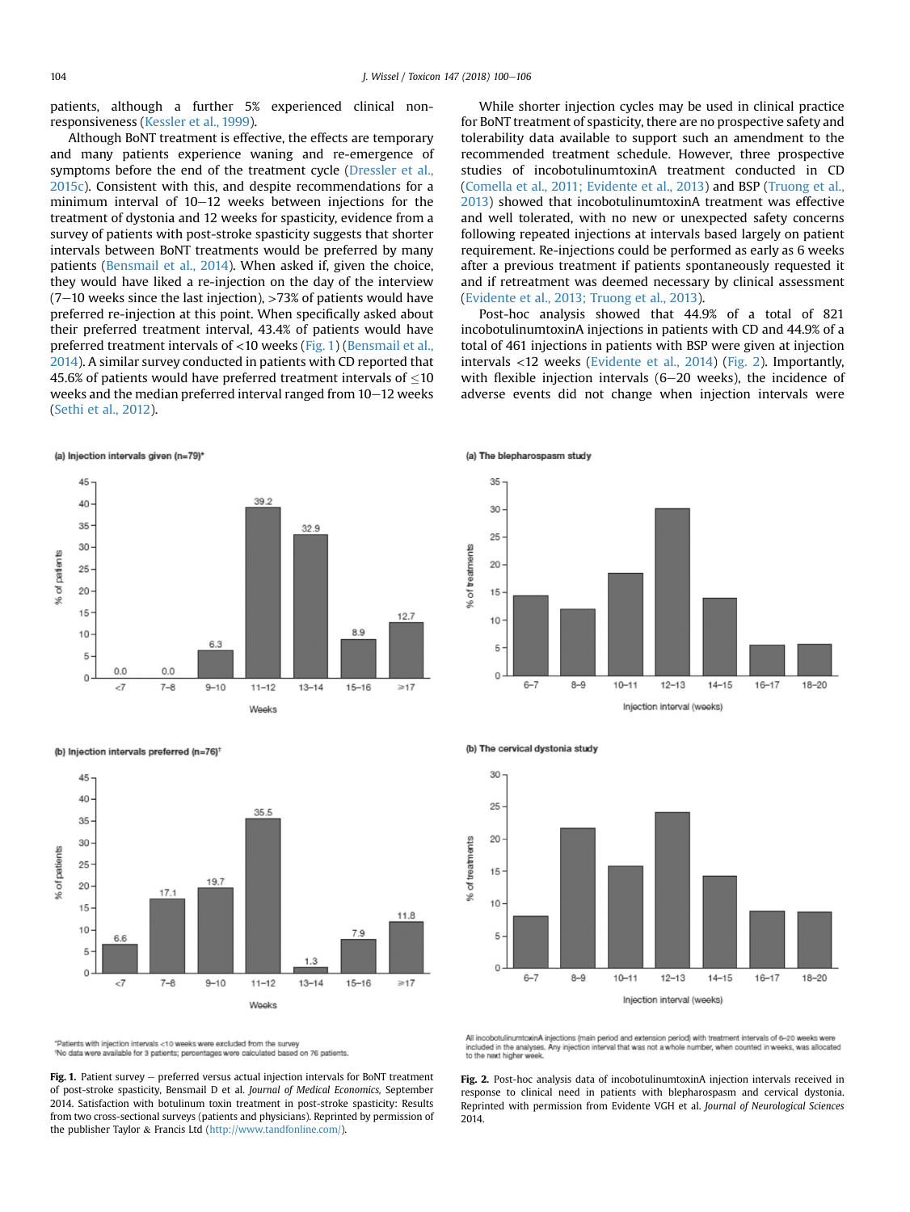patients, although a further 5% experienced clinical non-responsiveness (Kessler et al., 1999).

Although BoNT treatment is effective, the effects are temporary and many patients experience waning and re-emergence of symptoms before the end of the treatment cycle (Dressler et al., 2015c). Consistent with this, and despite recommendations for a minimum interval of 10–12 weeks between injections for the treatment of dystonia and 12 weeks for spasticity, evidence from a survey of patients with post-stroke spasticity suggests that shorter intervals between BoNT treatments would be preferred by many patients (Bensmail et al., 2014). When asked if, given the choice, they would have liked a re-injection on the day of the interview (7–10 weeks since the last injection), >73% of patients would have preferred re-injection at this point. When specifically asked about their preferred treatment interval, 43.4% of patients would have preferred treatment intervals of <10 weeks (Fig. 1) (Bensmail et al., 2014). A similar survey conducted in patients with CD reported that 45.6% of patients would have preferred treatment intervals of ≤10 weeks and the median preferred interval ranged from 10–12 weeks (Sethi et al., 2012).

While shorter injection cycles may be used in clinical practice for BoNT treatment of spasticity, there are no prospective safety and tolerability data available to support such an amendment to the recommended treatment schedule. However, three prospective studies of incobotulinumtoxinA treatment conducted in CD (Comella et al., 2011; Evidente et al., 2013) and BSP (Truong et al., 2013) showed that incobotulinumtoxinA treatment was effective and well tolerated, with no new or unexpected safety concerns following repeated injections at intervals based largely on patient requirement. Re-injections could be performed as early as 6 weeks after a previous treatment if patients spontaneously requested it and if retreatment was deemed necessary by clinical assessment (Evidente et al., 2013; Truong et al., 2013).

Post-hoc analysis showed that 44.9% of a total of 821 incobotulinumtoxinA injections in patients with CD and 44.9% of a total of 461 injections in patients with BSP were given at injection intervals <12 weeks (Evidente et al., 2014) (Fig. 2). Importantly, with flexible injection intervals (6–20 weeks), the incidence of adverse events did not change when injection intervals were

(a) Injection intervals given (n=79)*

| Weeks | <7 | 7–8 | 9–10 | 11–12 | 13–14 | 15–16 | ≥17 |
|---|---|---|---|---|---|---|---|
| % of patients | 0.0 | 0.0 | 6.3 | 39.2 | 32.9 | 8.9 | 12.7 |

(b) Injection intervals preferred (n=76)†

| Weeks | <7 | 7–8 | 9–10 | 11–12 | 13–14 | 15–16 | ≥17 |
|---|---|---|---|---|---|---|---|
| % of patients | 6.6 | 17.1 | 19.7 | 35.5 | 1.3 | 7.9 | 11.8 |

*Patients with injection intervals <10 weeks were excluded from the survey
†No data were available for 3 patients; percentages were calculated based on 76 patients.

**Fig. 1.** Patient survey – preferred versus actual injection intervals for BoNT treatment of post-stroke spasticity, Bensmail D et al. *Journal of Medical Economics*, September 2014. Satisfaction with botulinum toxin treatment in post-stroke spasticity: Results from two cross-sectional surveys (patients and physicians). Reprinted by permission of the publisher Taylor & Francis Ltd (http://www.tandfonline.com/).

(a) The blepharospasm study

(b) The cervical dystonia study

All incobotulinumtoxinA injections (main period and extension period) with treatment intervals of 6–20 weeks were included in the analyses. Any injection interval that was not a whole number, when counted in weeks, was allocated to the next higher week.

**Fig. 2.** Post-hoc analysis data of incobotulinumtoxinA injection intervals received in response to clinical need in patients with blepharospasm and cervical dystonia. Reprinted with permission from Evidente VGH et al. *Journal of Neurological Sciences* 2014.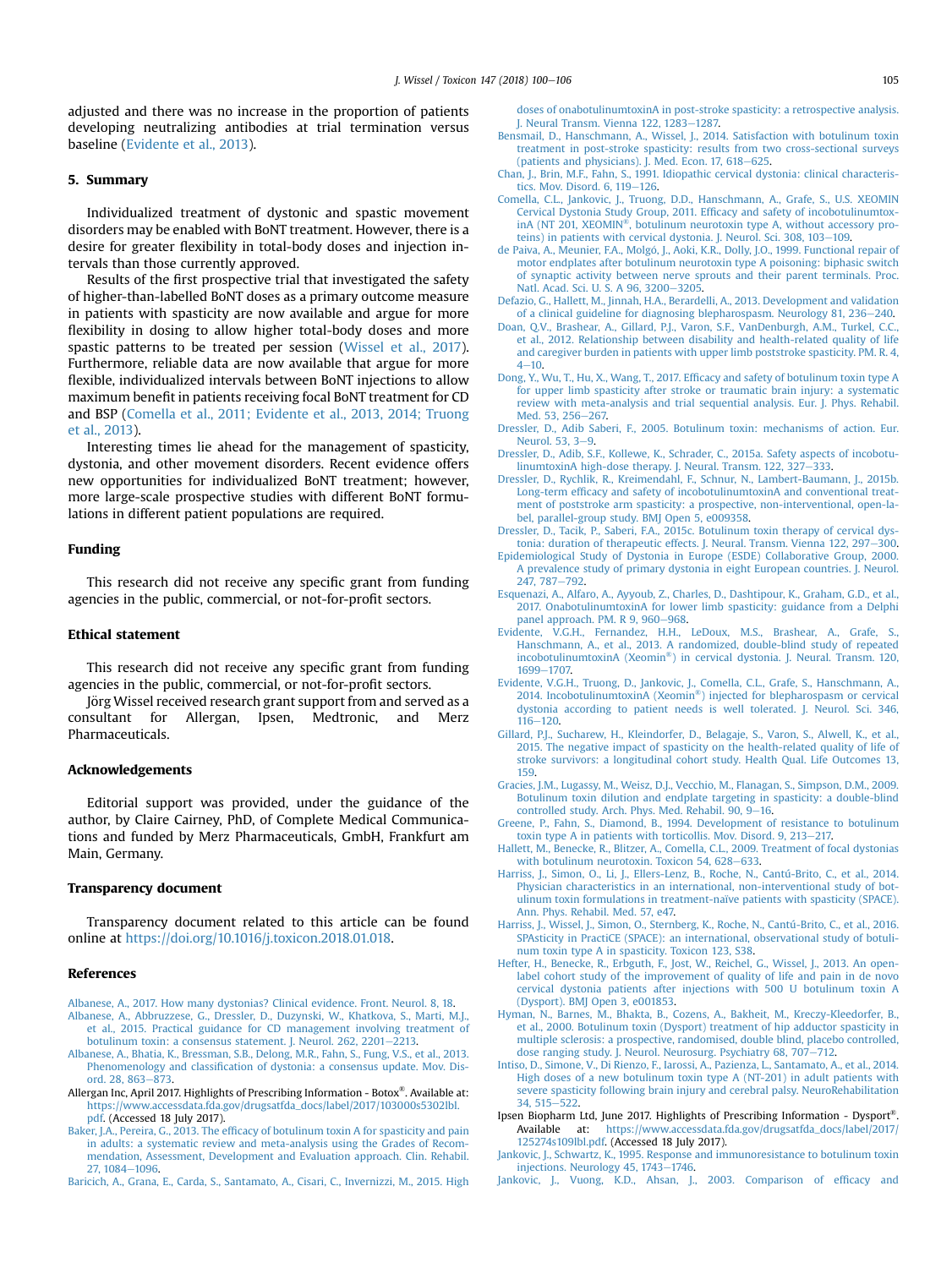adjusted and there was no increase in the proportion of patients developing neutralizing antibodies at trial termination versus baseline (Evidente et al., 2013).

## 5. Summary

Individualized treatment of dystonic and spastic movement disorders may be enabled with BoNT treatment. However, there is a desire for greater flexibility in total-body doses and injection intervals than those currently approved.

Results of the first prospective trial that investigated the safety of higher-than-labelled BoNT doses as a primary outcome measure in patients with spasticity are now available and argue for more flexibility in dosing to allow higher total-body doses and more spastic patterns to be treated per session (Wissel et al., 2017). Furthermore, reliable data are now available that argue for more flexible, individualized intervals between BoNT injections to allow maximum benefit in patients receiving focal BoNT treatment for CD and BSP (Comella et al., 2011; Evidente et al., 2013, 2014; Truong et al., 2013).

Interesting times lie ahead for the management of spasticity, dystonia, and other movement disorders. Recent evidence offers new opportunities for individualized BoNT treatment; however, more large-scale prospective studies with different BoNT formulations in different patient populations are required.

## Funding

This research did not receive any specific grant from funding agencies in the public, commercial, or not-for-profit sectors.

## Ethical statement

This research did not receive any specific grant from funding agencies in the public, commercial, or not-for-profit sectors.

Jörg Wissel received research grant support from and served as a consultant for Allergan, Ipsen, Medtronic, and Merz Pharmaceuticals.

## Acknowledgements

Editorial support was provided, under the guidance of the author, by Claire Cairney, PhD, of Complete Medical Communications and funded by Merz Pharmaceuticals, GmbH, Frankfurt am Main, Germany.

## Transparency document

Transparency document related to this article can be found online at https://doi.org/10.1016/j.toxicon.2018.01.018.

## References

Albanese, A., 2017. How many dystonias? Clinical evidence. Front. Neurol. 8, 18.

Albanese, A., Abbruzzese, G., Dressler, D., Duzynski, W., Khatkova, S., Marti, M.J., et al., 2015. Practical guidance for CD management involving treatment of botulinum toxin: a consensus statement. J. Neurol. 262, 2201–2213.

Albanese, A., Bhatia, K., Bressman, S.B., Delong, M.R., Fahn, S., Fung, V.S., et al., 2013. Phenomenology and classification of dystonia: a consensus update. Mov. Disord. 28, 863–873.

Allergan Inc, April 2017. Highlights of Prescribing Information - Botox®. Available at: https://www.accessdata.fda.gov/drugsatfda_docs/label/2017/103000s5302lbl.pdf. (Accessed 18 July 2017).

Baker, J.A., Pereira, G., 2013. The efficacy of botulinum toxin A for spasticity and pain in adults: a systematic review and meta-analysis using the Grades of Recommendation, Assessment, Development and Evaluation approach. Clin. Rehabil. 27, 1084–1096.

Baricich, A., Grana, E., Carda, S., Santamato, A., Cisari, C., Invernizzi, M., 2015. High doses of onabotulinumtoxinA in post-stroke spasticity: a retrospective analysis. J. Neural Transm. Vienna 122, 1283–1287.

Bensmail, D., Hanschmann, A., Wissel, J., 2014. Satisfaction with botulinum toxin treatment in post-stroke spasticity: results from two cross-sectional surveys (patients and physicians). J. Med. Econ. 17, 618–625.

Chan, J., Brin, M.F., Fahn, S., 1991. Idiopathic cervical dystonia: clinical characteristics. Mov. Disord. 6, 119–126.

Comella, C.L., Jankovic, J., Truong, D.D., Hanschmann, A., Grafe, S., U.S. XEOMIN Cervical Dystonia Study Group, 2011. Efficacy and safety of incobotulinumtoxinA (NT 201, XEOMIN®, botulinum neurotoxin type A, without accessory proteins) in patients with cervical dystonia. J. Neurol. Sci. 308, 103–109.

de Paiva, A., Meunier, F.A., Molgó, J., Aoki, K.R., Dolly, J.O., 1999. Functional repair of motor endplates after botulinum neurotoxin type A poisoning: biphasic switch of synaptic activity between nerve sprouts and their parent terminals. Proc. Natl. Acad. Sci. U. S. A 96, 3200–3205.

Defazio, G., Hallett, M., Jinnah, H.A., Berardelli, A., 2013. Development and validation of a clinical guideline for diagnosing blepharospasm. Neurology 81, 236–240.

Doan, Q.V., Brashear, A., Gillard, P.J., Varon, S.F., VanDenburgh, A.M., Turkel, C.C., et al., 2012. Relationship between disability and health-related quality of life and caregiver burden in patients with upper limb poststroke spasticity. PM. R. 4, 4–10.

Dong, Y., Wu, T., Hu, X., Wang, T., 2017. Efficacy and safety of botulinum toxin type A for upper limb spasticity after stroke or traumatic brain injury: a systematic review with meta-analysis and trial sequential analysis. Eur. J. Phys. Rehabil. Med. 53, 256–267.

Dressler, D., Adib Saberi, F., 2005. Botulinum toxin: mechanisms of action. Eur. Neurol. 53, 3–9.

Dressler, D., Adib, S.F., Kollewe, K., Schrader, C., 2015a. Safety aspects of incobotulinumtoxinA high-dose therapy. J. Neural. Transm. 122, 327–333.

Dressler, D., Rychlik, R., Kreimendahl, F., Schnur, N., Lambert-Baumann, J., 2015b. Long-term efficacy and safety of incobotulinumtoxinA and conventional treatment of poststroke arm spasticity: a prospective, non-interventional, open-label, parallel-group study. BMJ Open 5, e009358.

Dressler, D., Tacik, P., Saberi, F.A., 2015c. Botulinum toxin therapy of cervical dystonia: duration of therapeutic effects. J. Neural. Transm. Vienna 122, 297–300.

Epidemiological Study of Dystonia in Europe (ESDE) Collaborative Group, 2000. A prevalence study of primary dystonia in eight European countries. J. Neurol. 247, 787–792.

Esquenazi, A., Alfaro, A., Ayyoub, Z., Charles, D., Dashtipour, K., Graham, G.D., et al., 2017. OnabotulinumtoxinA for lower limb spasticity: guidance from a Delphi panel approach. PM. R 9, 960–968.

Evidente, V.G.H., Fernandez, H.H., LeDoux, M.S., Brashear, A., Grafe, S., Hanschmann, A., et al., 2013. A randomized, double-blind study of repeated incobotulinumtoxinA (Xeomin®) in cervical dystonia. J. Neural. Transm. 120, 1699–1707.

Evidente, V.G.H., Truong, D., Jankovic, J., Comella, C.L., Grafe, S., Hanschmann, A., 2014. IncobotulinumtoxinA (Xeomin®) injected for blepharospasm or cervical dystonia according to patient needs is well tolerated. J. Neurol. Sci. 346, 116–120.

Gillard, P.J., Sucharew, H., Kleindorfer, D., Belagaje, S., Varon, S., Alwell, K., et al., 2015. The negative impact of spasticity on the health-related quality of life of stroke survivors: a longitudinal cohort study. Health Qual. Life Outcomes 13, 159.

Gracies, J.M., Lugassy, M., Weisz, D.J., Vecchio, M., Flanagan, S., Simpson, D.M., 2009. Botulinum toxin dilution and endplate targeting in spasticity: a double-blind controlled study. Arch. Phys. Med. Rehabil. 90, 9–16.

Greene, P., Fahn, S., Diamond, B., 1994. Development of resistance to botulinum toxin type A in patients with torticollis. Mov. Disord. 9, 213–217.

Hallett, M., Benecke, R., Blitzer, A., Comella, C.L., 2009. Treatment of focal dystonias with botulinum neurotoxin. Toxicon 54, 628–633.

Harriss, J., Simon, O., Li, J., Ellers-Lenz, B., Roche, N., Cantú-Brito, C., et al., 2014. Physician characteristics in an international, non-interventional study of botulinum toxin formulations in treatment-naïve patients with spasticity (SPACE). Ann. Phys. Rehabil. Med. 57, e47.

Harriss, J., Wissel, J., Simon, O., Sternberg, K., Roche, N., Cantú-Brito, C., et al., 2016. SPAsticity in PractiCE (SPACE): an international, observational study of botulinum toxin type A in spasticity. Toxicon 123, S38.

Hefter, H., Benecke, R., Erbguth, F., Jost, W., Reichel, G., Wissel, J., 2013. An open-label cohort study of the improvement of quality of life and pain in de novo cervical dystonia patients after injections with 500 U botulinum toxin A (Dysport). BMJ Open 3, e001853.

Hyman, N., Barnes, M., Bhakta, B., Cozens, A., Bakheit, M., Kreczy-Kleedorfer, B., et al., 2000. Botulinum toxin (Dysport) treatment of hip adductor spasticity in multiple sclerosis: a prospective, randomised, double blind, placebo controlled, dose ranging study. J. Neurol. Neurosurg. Psychiatry 68, 707–712.

Intiso, D., Simone, V., Di Rienzo, F., Iarossi, A., Pazienza, L., Santamato, A., et al., 2014. High doses of a new botulinum toxin type A (NT-201) in adult patients with severe spasticity following brain injury and cerebral palsy. NeuroRehabilitation 34, 515–522.

Ipsen Biopharm Ltd, June 2017. Highlights of Prescribing Information - Dysport®. Available at: https://www.accessdata.fda.gov/drugsatfda_docs/label/2017/125274s109lbl.pdf. (Accessed 18 July 2017).

Jankovic, J., Schwartz, K., 1995. Response and immunoresistance to botulinum toxin injections. Neurology 45, 1743–1746.

Jankovic, J., Vuong, K.D., Ahsan, J., 2003. Comparison of efficacy and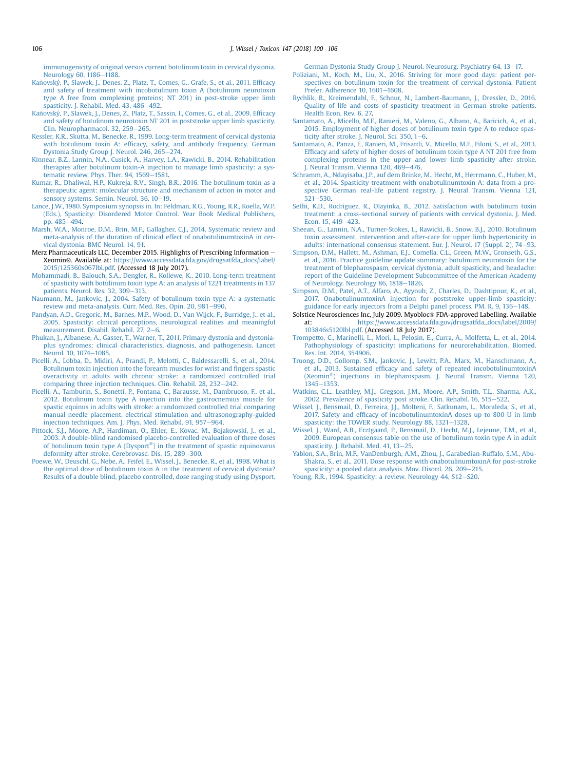immunogenicity of original versus current botulinum toxin in cervical dystonia. Neurology 60, 1186–1188.

Kaňovský, P., Slawek, J., Denes, Z., Platz, T., Comes, G., Grafe, S., et al., 2011. Efficacy and safety of treatment with incobotulinum toxin A (botulinum neurotoxin type A free from complexing proteins; NT 201) in post-stroke upper limb spasticity. J. Rehabil. Med. 43, 486–492.

Kaňovský, P., Slawek, J., Denes, Z., Platz, T., Sassin, I., Comes, G., et al., 2009. Efficacy and safety of botulinum neurotoxin NT 201 in poststroke upper limb spasticity. Clin. Neuropharmacol. 32, 259–265.

Kessler, K.R., Skutta, M., Benecke, R., 1999. Long-term treatment of cervical dystonia with botulinum toxin A: efficacy, safety, and antibody frequency. German Dystonia Study Group J. Neurol. 246, 265–274.

Kinnear, B.Z., Lannin, N.A., Cusick, A., Harvey, L.A., Rawicki, B., 2014. Rehabilitation therapies after botulinum toxin-A injection to manage limb spasticity: a systematic review. Phys. Ther. 94, 1569–1581.

Kumar, R., Dhaliwal, H.P., Kukreja, R.V., Singh, B.R., 2016. The botulinum toxin as a therapeutic agent: molecular structure and mechanism of action in motor and sensory systems. Semin. Neurol. 36, 10–19.

Lance, J.W., 1980. Symposium synopsis in. In: Feldman, R.G., Young, R.R., Koella, W.P. (Eds.), Spasticity: Disordered Motor Control. Year Book Medical Publishers, pp. 485–494.

Marsh, W.A., Monroe, D.M., Brin, M.F., Gallagher, C.J., 2014. Systematic review and meta-analysis of the duration of clinical effect of onabotulinumtoxinA in cervical dystonia. BMC Neurol. 14, 91.

Merz Pharmaceuticals LLC, December 2015. Highlights of Prescribing Information – Xeomin®. Available at: https://www.accessdata.fda.gov/drugsatfda_docs/label/2015/125360s067lbl.pdf. (Accessed 18 July 2017).

Mohammadi, B., Balouch, S.A., Dengler, R., Kollewe, K., 2010. Long-term treatment of spasticity with botulinum toxin type A: an analysis of 1221 treatments in 137 patients. Neurol. Res. 32, 309–313.

Naumann, M., Jankovic, J., 2004. Safety of botulinum toxin type A: a systematic review and meta-analysis. Curr. Med. Res. Opin. 20, 981–990.

Pandyan, A.D., Gregoric, M., Barnes, M.P., Wood, D., Van Wijck, F., Burridge, J., et al., 2005. Spasticity: clinical perceptions, neurological realities and meaningful measurement. Disabil. Rehabil. 27, 2–6.

Phukan, J., Albanese, A., Gasser, T., Warner, T., 2011. Primary dystonia and dystonia-plus syndromes: clinical characteristics, diagnosis, and pathogenesis. Lancet Neurol. 10, 1074–1085.

Picelli, A., Lobba, D., Midiri, A., Prandi, P., Melotti, C., Baldessarelli, S., et al., 2014. Botulinum toxin injection into the forearm muscles for wrist and fingers spastic overactivity in adults with chronic stroke: a randomized controlled trial comparing three injection techniques. Clin. Rehabil. 28, 232–242.

Picelli, A., Tamburin, S., Bonetti, P., Fontana, C., Barausse, M., Dambruoso, F., et al., 2012. Botulinum toxin type A injection into the gastrocnemius muscle for spastic equinus in adults with stroke: a randomized controlled trial comparing manual needle placement, electrical stimulation and ultrasonography-guided injection techniques. Am. J. Phys. Med. Rehabil. 91, 957–964.

Pittock, S.J., Moore, A.P., Hardiman, O., Ehler, E., Kovac, M., Bojakowski, J., et al., 2003. A double-blind randomised placebo-controlled evaluation of three doses of botulinum toxin type A (Dysport®) in the treatment of spastic equinovarus deformity after stroke. Cerebrovasc. Dis. 15, 289–300.

Poewe, W., Deuschl, G., Nebe, A., Feifel, E., Wissel, J., Benecke, R., et al., 1998. What is the optimal dose of botulinum toxin A in the treatment of cervical dystonia? Results of a double blind, placebo controlled, dose ranging study using Dysport. German Dystonia Study Group J. Neurol. Neurosurg. Psychiatry 64, 13–17.

Poliziani, M., Koch, M., Liu, X., 2016. Striving for more good days: patient perspectives on botulinum toxin for the treatment of cervical dystonia. Patient Prefer. Adherence 10, 1601–1608.

Rychlik, R., Kreimendahl, F., Schnur, N., Lambert-Baumann, J., Dressler, D., 2016. Quality of life and costs of spasticity treatment in German stroke patients. Health Econ. Rev. 6, 27.

Santamato, A., Micello, M.F., Ranieri, M., Valeno, G., Albano, A., Baricich, A., et al., 2015. Employment of higher doses of botulinum toxin type A to reduce spasticity after stroke. J. Neurol. Sci. 350, 1–6.

Santamato, A., Panza, F., Ranieri, M., Frisardi, V., Micello, M.F., Filoni, S., et al., 2013. Efficacy and safety of higher doses of botulinum toxin type A NT 201 free from complexing proteins in the upper and lower limb spasticity after stroke. J. Neural Transm. Vienna 120, 469–476.

Schramm, A., Ndayisaba, J.P., auf dem Brinke, M., Hecht, M., Herrmann, C., Huber, M., et al., 2014. Spasticity treatment with onabotulinumtoxin A: data from a prospective German real-life patient registry. J. Neural Transm. Vienna 121, 521–530.

Sethi, K.D., Rodriguez, R., Olayinka, B., 2012. Satisfaction with botulinum toxin treatment: a cross-sectional survey of patients with cervical dystonia. J. Med. Econ. 15, 419–423.

Sheean, G., Lannin, N.A., Turner-Stokes, L., Rawicki, B., Snow, B.J., 2010. Botulinum toxin assessment, intervention and after-care for upper limb hypertonicity in adults: international consensus statement. Eur. J. Neurol. 17 (Suppl. 2), 74–93.

Simpson, D.M., Hallett, M., Ashman, E.J., Comella, C.L., Green, M.W., Gronseth, G.S., et al., 2016. Practice guideline update summary: botulinum neurotoxin for the treatment of blepharospasm, cervical dystonia, adult spasticity, and headache: report of the Guideline Development Subcommittee of the American Academy of Neurology. Neurology 86, 1818–1826.

Simpson, D.M., Patel, A.T., Alfaro, A., Ayyoub, Z., Charles, D., Dashtipour, K., et al., 2017. OnabotulinumtoxinA injection for poststroke upper-limb spasticity: guidance for early injectors from a Delphi panel process. PM. R. 9, 136–148.

Solstice Neurosciences Inc, July 2009. Myobloc® FDA-approved Labelling. Available at: https://www.accessdata.fda.gov/drugsatfda_docs/label/2009/103846s5120lbl.pdf. (Accessed 18 July 2017).

Trompetto, C., Marinelli, L., Mori, L., Pelosin, E., Currа, A., Molfetta, L., et al., 2014. Pathophysiology of spasticity: implications for neurorehabilitation. Biomed. Res. Int. 2014, 354906.

Truong, D.D., Gollomp, S.M., Jankovic, J., Lewitt, P.A., Marx, M., Hanschmann, A., et al., 2013. Sustained efficacy and safety of repeated incobotulinumtoxinA (Xeomin®) injections in blepharospasm. J. Neural Transm. Vienna 120, 1345–1353.

Watkins, C.L., Leathley, M.J., Gregson, J.M., Moore, A.P., Smith, T.L., Sharma, A.K., 2002. Prevalence of spasticity post stroke. Clin. Rehabil. 16, 515–522.

Wissel, J., Bensmail, D., Ferreira, J.J., Molteni, F., Satkunam, L., Moraleda, S., et al., 2017. Safety and efficacy of incobotulinumtoxinA doses up to 800 U in limb spasticity: the TOWER study. Neurology 88, 1321–1328.

Wissel, J., Ward, A.B., Erztgaard, P., Bensmail, D., Hecht, M.J., Lejeune, T.M., et al., 2009. European consensus table on the use of botulinum toxin type A in adult spasticity. J. Rehabil. Med. 41, 13–25.

Yablon, S.A., Brin, M.F., VanDenburgh, A.M., Zhou, J., Garabedian-Ruffalo, S.M., Abu-Shakra, S., et al., 2011. Dose response with onabotulinumtoxinA for post-stroke spasticity: a pooled data analysis. Mov. Disord. 26, 209–215.

Young, R.R., 1994. Spasticity: a review. Neurology 44, S12–S20.